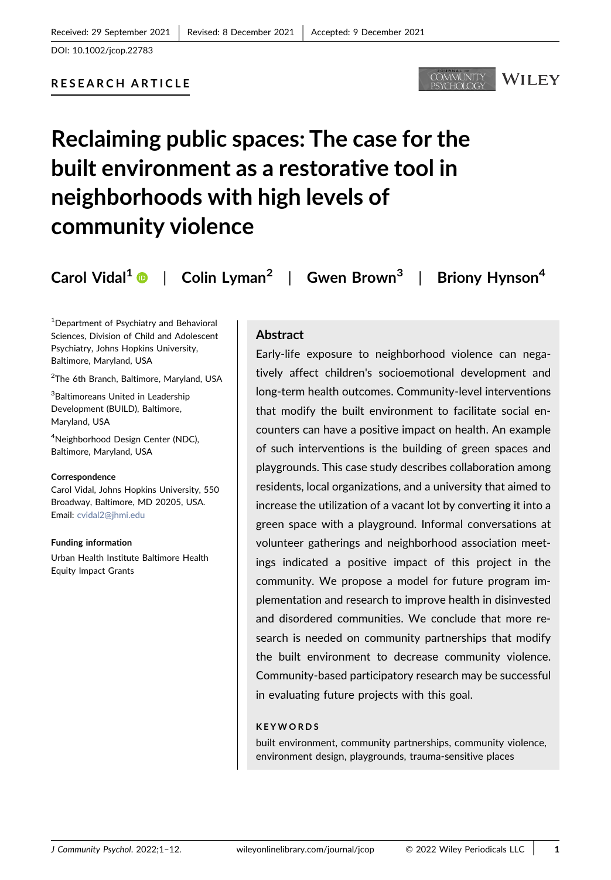Received: 29 September 2021 | Revised: 8 December 2021 | Accepted: 9 December 2021

DOI: 10.1002/jcop.22783

**RESEARCH ARTICLE**

# Reclaiming public spaces: The case for the built environment as a restorative tool in neighborhoods with high levels of community violence

**Carol Vidal[1] | Colin Lyman[2] | Gwen Brown[3] | Briony Hynson[4]**

[1]Department of Psychiatry and Behavioral Sciences, Division of Child and Adolescent Psychiatry, Johns Hopkins University, Baltimore, Maryland, USA

[2]The 6th Branch, Baltimore, Maryland, USA

[3]Baltimoreans United in Leadership Development (BUILD), Baltimore, Maryland, USA

[4]Neighborhood Design Center (NDC), Baltimore, Maryland, USA

**Correspondence**
Carol Vidal, Johns Hopkins University, 550 Broadway, Baltimore, MD 20205, USA.
Email: cvidal2@jhmi.edu

**Funding information**
Urban Health Institute Baltimore Health Equity Impact Grants

## Abstract

Early-life exposure to neighborhood violence can negatively affect children's socioemotional development and long-term health outcomes. Community-level interventions that modify the built environment to facilitate social encounters can have a positive impact on health. An example of such interventions is the building of green spaces and playgrounds. This case study describes collaboration among residents, local organizations, and a university that aimed to increase the utilization of a vacant lot by converting it into a green space with a playground. Informal conversations at volunteer gatherings and neighborhood association meetings indicated a positive impact of this project in the community. We propose a model for future program implementation and research to improve health in disinvested and disordered communities. We conclude that more research is needed on community partnerships that modify the built environment to decrease community violence. Community-based participatory research may be successful in evaluating future projects with this goal.

**KEYWORDS**

built environment, community partnerships, community violence, environment design, playgrounds, trauma-sensitive places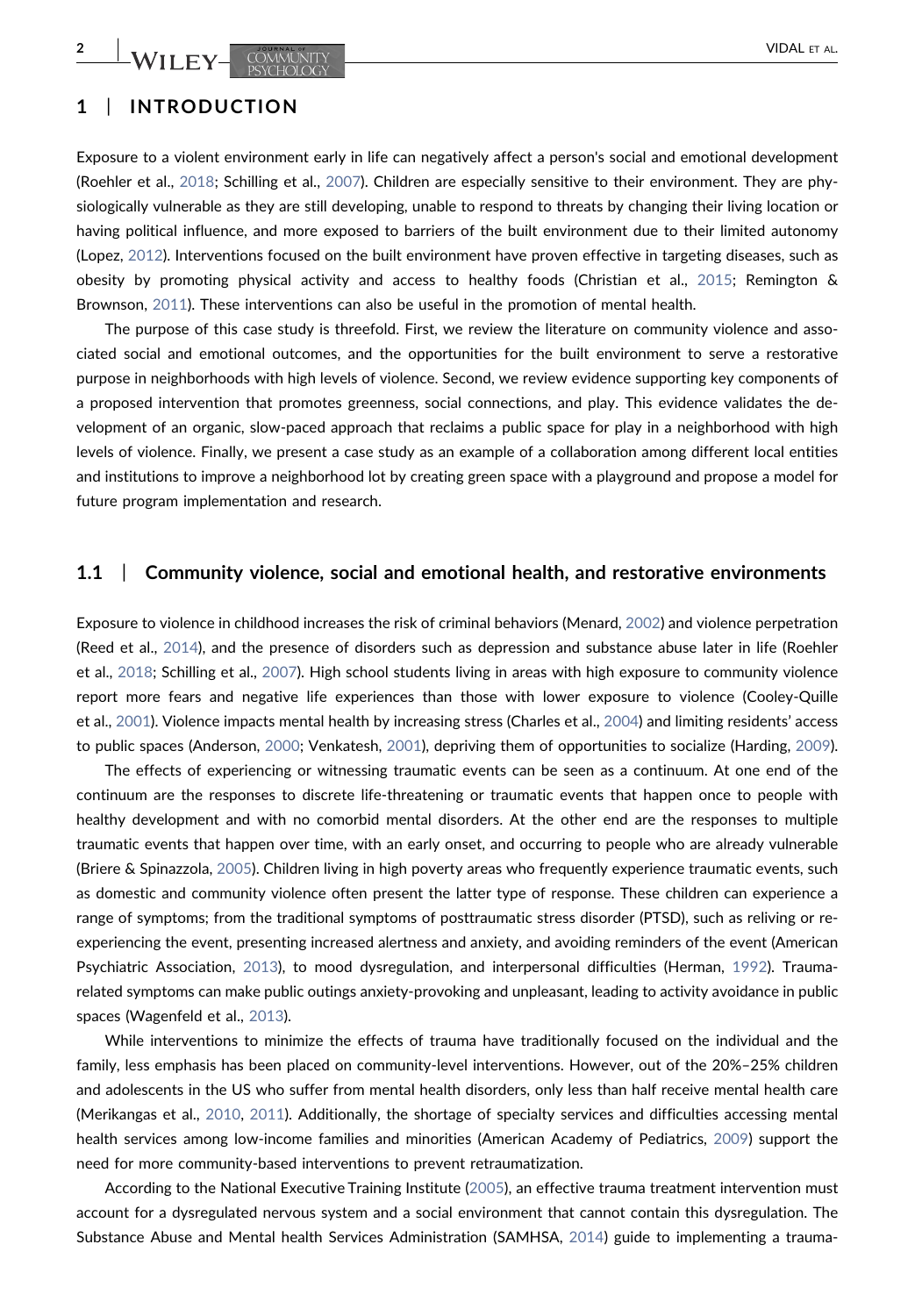## 1 | INTRODUCTION

Exposure to a violent environment early in life can negatively affect a person's social and emotional development (Roehler et al., 2018; Schilling et al., 2007). Children are especially sensitive to their environment. They are physiologically vulnerable as they are still developing, unable to respond to threats by changing their living location or having political influence, and more exposed to barriers of the built environment due to their limited autonomy (Lopez, 2012). Interventions focused on the built environment have proven effective in targeting diseases, such as obesity by promoting physical activity and access to healthy foods (Christian et al., 2015; Remington & Brownson, 2011). These interventions can also be useful in the promotion of mental health.

The purpose of this case study is threefold. First, we review the literature on community violence and associated social and emotional outcomes, and the opportunities for the built environment to serve a restorative purpose in neighborhoods with high levels of violence. Second, we review evidence supporting key components of a proposed intervention that promotes greenness, social connections, and play. This evidence validates the development of an organic, slow-paced approach that reclaims a public space for play in a neighborhood with high levels of violence. Finally, we present a case study as an example of a collaboration among different local entities and institutions to improve a neighborhood lot by creating green space with a playground and propose a model for future program implementation and research.

### 1.1 | Community violence, social and emotional health, and restorative environments

Exposure to violence in childhood increases the risk of criminal behaviors (Menard, 2002) and violence perpetration (Reed et al., 2014), and the presence of disorders such as depression and substance abuse later in life (Roehler et al., 2018; Schilling et al., 2007). High school students living in areas with high exposure to community violence report more fears and negative life experiences than those with lower exposure to violence (Cooley-Quille et al., 2001). Violence impacts mental health by increasing stress (Charles et al., 2004) and limiting residents' access to public spaces (Anderson, 2000; Venkatesh, 2001), depriving them of opportunities to socialize (Harding, 2009).

The effects of experiencing or witnessing traumatic events can be seen as a continuum. At one end of the continuum are the responses to discrete life-threatening or traumatic events that happen once to people with healthy development and with no comorbid mental disorders. At the other end are the responses to multiple traumatic events that happen over time, with an early onset, and occurring to people who are already vulnerable (Briere & Spinazzola, 2005). Children living in high poverty areas who frequently experience traumatic events, such as domestic and community violence often present the latter type of response. These children can experience a range of symptoms; from the traditional symptoms of posttraumatic stress disorder (PTSD), such as reliving or re-experiencing the event, presenting increased alertness and anxiety, and avoiding reminders of the event (American Psychiatric Association, 2013), to mood dysregulation, and interpersonal difficulties (Herman, 1992). Trauma-related symptoms can make public outings anxiety-provoking and unpleasant, leading to activity avoidance in public spaces (Wagenfeld et al., 2013).

While interventions to minimize the effects of trauma have traditionally focused on the individual and the family, less emphasis has been placed on community-level interventions. However, out of the 20%–25% children and adolescents in the US who suffer from mental health disorders, only less than half receive mental health care (Merikangas et al., 2010, 2011). Additionally, the shortage of specialty services and difficulties accessing mental health services among low-income families and minorities (American Academy of Pediatrics, 2009) support the need for more community-based interventions to prevent retraumatization.

According to the National Executive Training Institute (2005), an effective trauma treatment intervention must account for a dysregulated nervous system and a social environment that cannot contain this dysregulation. The Substance Abuse and Mental health Services Administration (SAMHSA, 2014) guide to implementing a trauma-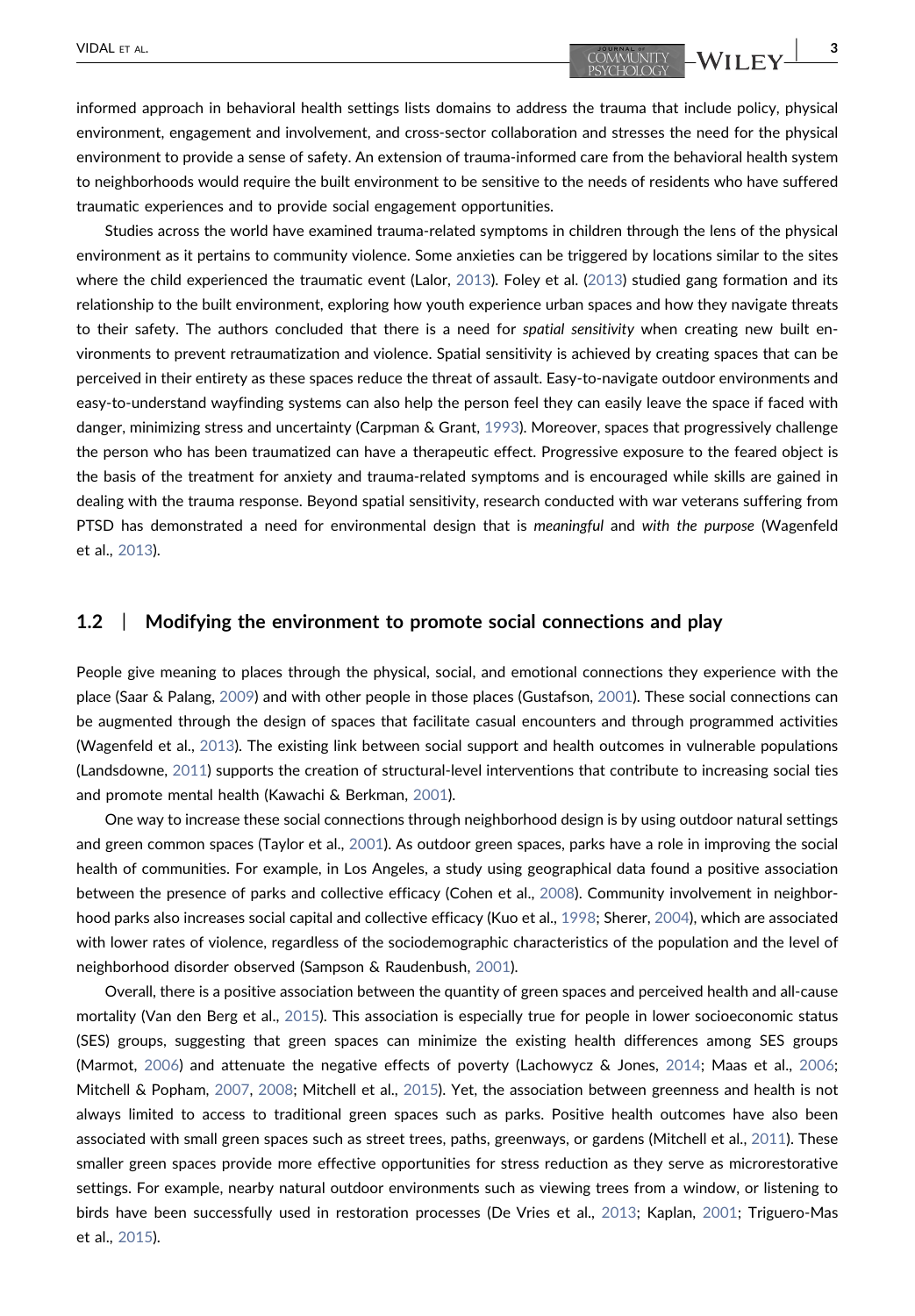informed approach in behavioral health settings lists domains to address the trauma that include policy, physical environment, engagement and involvement, and cross‐sector collaboration and stresses the need for the physical environment to provide a sense of safety. An extension of trauma‐informed care from the behavioral health system to neighborhoods would require the built environment to be sensitive to the needs of residents who have suffered traumatic experiences and to provide social engagement opportunities.

Studies across the world have examined trauma‐related symptoms in children through the lens of the physical environment as it pertains to community violence. Some anxieties can be triggered by locations similar to the sites where the child experienced the traumatic event (Lalor, 2013). Foley et al. (2013) studied gang formation and its relationship to the built environment, exploring how youth experience urban spaces and how they navigate threats to their safety. The authors concluded that there is a need for *spatial sensitivity* when creating new built environments to prevent retraumatization and violence. Spatial sensitivity is achieved by creating spaces that can be perceived in their entirety as these spaces reduce the threat of assault. Easy‐to‐navigate outdoor environments and easy‐to‐understand wayfinding systems can also help the person feel they can easily leave the space if faced with danger, minimizing stress and uncertainty (Carpman & Grant, 1993). Moreover, spaces that progressively challenge the person who has been traumatized can have a therapeutic effect. Progressive exposure to the feared object is the basis of the treatment for anxiety and trauma‐related symptoms and is encouraged while skills are gained in dealing with the trauma response. Beyond spatial sensitivity, research conducted with war veterans suffering from PTSD has demonstrated a need for environmental design that is *meaningful* and *with the purpose* (Wagenfeld et al., 2013).

## 1.2 | Modifying the environment to promote social connections and play

People give meaning to places through the physical, social, and emotional connections they experience with the place (Saar & Palang, 2009) and with other people in those places (Gustafson, 2001). These social connections can be augmented through the design of spaces that facilitate casual encounters and through programmed activities (Wagenfeld et al., 2013). The existing link between social support and health outcomes in vulnerable populations (Landsdowne, 2011) supports the creation of structural‐level interventions that contribute to increasing social ties and promote mental health (Kawachi & Berkman, 2001).

One way to increase these social connections through neighborhood design is by using outdoor natural settings and green common spaces (Taylor et al., 2001). As outdoor green spaces, parks have a role in improving the social health of communities. For example, in Los Angeles, a study using geographical data found a positive association between the presence of parks and collective efficacy (Cohen et al., 2008). Community involvement in neighborhood parks also increases social capital and collective efficacy (Kuo et al., 1998; Sherer, 2004), which are associated with lower rates of violence, regardless of the sociodemographic characteristics of the population and the level of neighborhood disorder observed (Sampson & Raudenbush, 2001).

Overall, there is a positive association between the quantity of green spaces and perceived health and all‐cause mortality (Van den Berg et al., 2015). This association is especially true for people in lower socioeconomic status (SES) groups, suggesting that green spaces can minimize the existing health differences among SES groups (Marmot, 2006) and attenuate the negative effects of poverty (Lachowycz & Jones, 2014; Maas et al., 2006; Mitchell & Popham, 2007, 2008; Mitchell et al., 2015). Yet, the association between greenness and health is not always limited to access to traditional green spaces such as parks. Positive health outcomes have also been associated with small green spaces such as street trees, paths, greenways, or gardens (Mitchell et al., 2011). These smaller green spaces provide more effective opportunities for stress reduction as they serve as microrestorative settings. For example, nearby natural outdoor environments such as viewing trees from a window, or listening to birds have been successfully used in restoration processes (De Vries et al., 2013; Kaplan, 2001; Triguero‐Mas et al., 2015).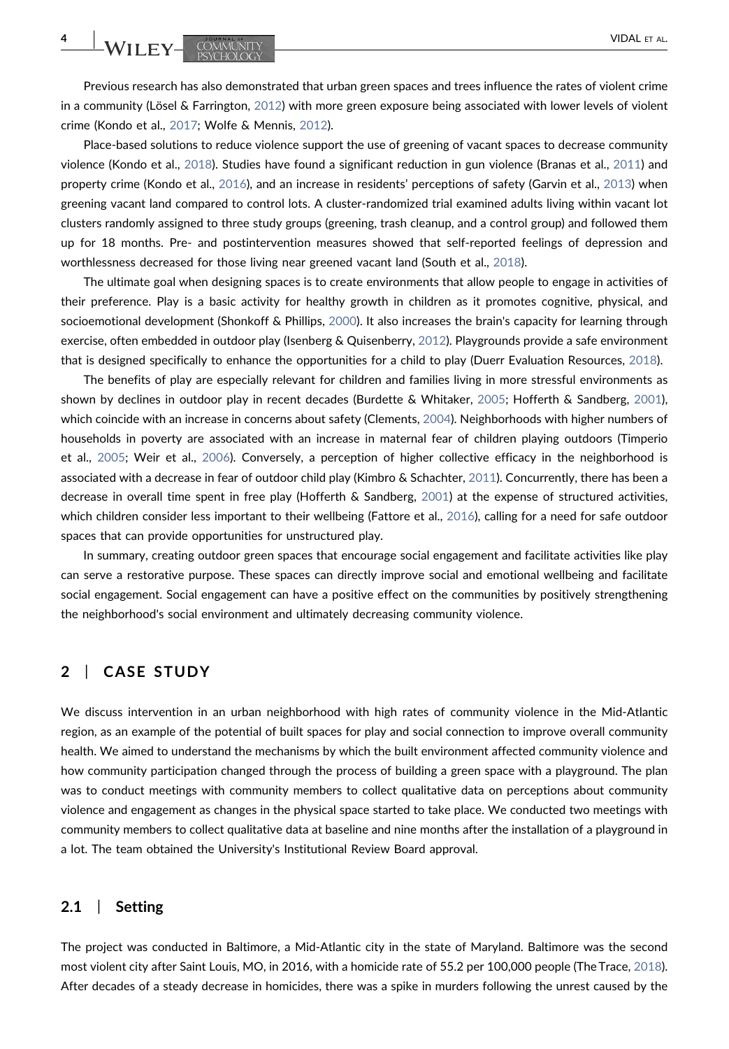Previous research has also demonstrated that urban green spaces and trees influence the rates of violent crime in a community (Lösel & Farrington, 2012) with more green exposure being associated with lower levels of violent crime (Kondo et al., 2017; Wolfe & Mennis, 2012).

Place-based solutions to reduce violence support the use of greening of vacant spaces to decrease community violence (Kondo et al., 2018). Studies have found a significant reduction in gun violence (Branas et al., 2011) and property crime (Kondo et al., 2016), and an increase in residents' perceptions of safety (Garvin et al., 2013) when greening vacant land compared to control lots. A cluster-randomized trial examined adults living within vacant lot clusters randomly assigned to three study groups (greening, trash cleanup, and a control group) and followed them up for 18 months. Pre- and postintervention measures showed that self-reported feelings of depression and worthlessness decreased for those living near greened vacant land (South et al., 2018).

The ultimate goal when designing spaces is to create environments that allow people to engage in activities of their preference. Play is a basic activity for healthy growth in children as it promotes cognitive, physical, and socioemotional development (Shonkoff & Phillips, 2000). It also increases the brain's capacity for learning through exercise, often embedded in outdoor play (Isenberg & Quisenberry, 2012). Playgrounds provide a safe environment that is designed specifically to enhance the opportunities for a child to play (Duerr Evaluation Resources, 2018).

The benefits of play are especially relevant for children and families living in more stressful environments as shown by declines in outdoor play in recent decades (Burdette & Whitaker, 2005; Hofferth & Sandberg, 2001), which coincide with an increase in concerns about safety (Clements, 2004). Neighborhoods with higher numbers of households in poverty are associated with an increase in maternal fear of children playing outdoors (Timperio et al., 2005; Weir et al., 2006). Conversely, a perception of higher collective efficacy in the neighborhood is associated with a decrease in fear of outdoor child play (Kimbro & Schachter, 2011). Concurrently, there has been a decrease in overall time spent in free play (Hofferth & Sandberg, 2001) at the expense of structured activities, which children consider less important to their wellbeing (Fattore et al., 2016), calling for a need for safe outdoor spaces that can provide opportunities for unstructured play.

In summary, creating outdoor green spaces that encourage social engagement and facilitate activities like play can serve a restorative purpose. These spaces can directly improve social and emotional wellbeing and facilitate social engagement. Social engagement can have a positive effect on the communities by positively strengthening the neighborhood's social environment and ultimately decreasing community violence.

## 2 | CASE STUDY

We discuss intervention in an urban neighborhood with high rates of community violence in the Mid-Atlantic region, as an example of the potential of built spaces for play and social connection to improve overall community health. We aimed to understand the mechanisms by which the built environment affected community violence and how community participation changed through the process of building a green space with a playground. The plan was to conduct meetings with community members to collect qualitative data on perceptions about community violence and engagement as changes in the physical space started to take place. We conducted two meetings with community members to collect qualitative data at baseline and nine months after the installation of a playground in a lot. The team obtained the University's Institutional Review Board approval.

### 2.1 | Setting

The project was conducted in Baltimore, a Mid-Atlantic city in the state of Maryland. Baltimore was the second most violent city after Saint Louis, MO, in 2016, with a homicide rate of 55.2 per 100,000 people (The Trace, 2018). After decades of a steady decrease in homicides, there was a spike in murders following the unrest caused by the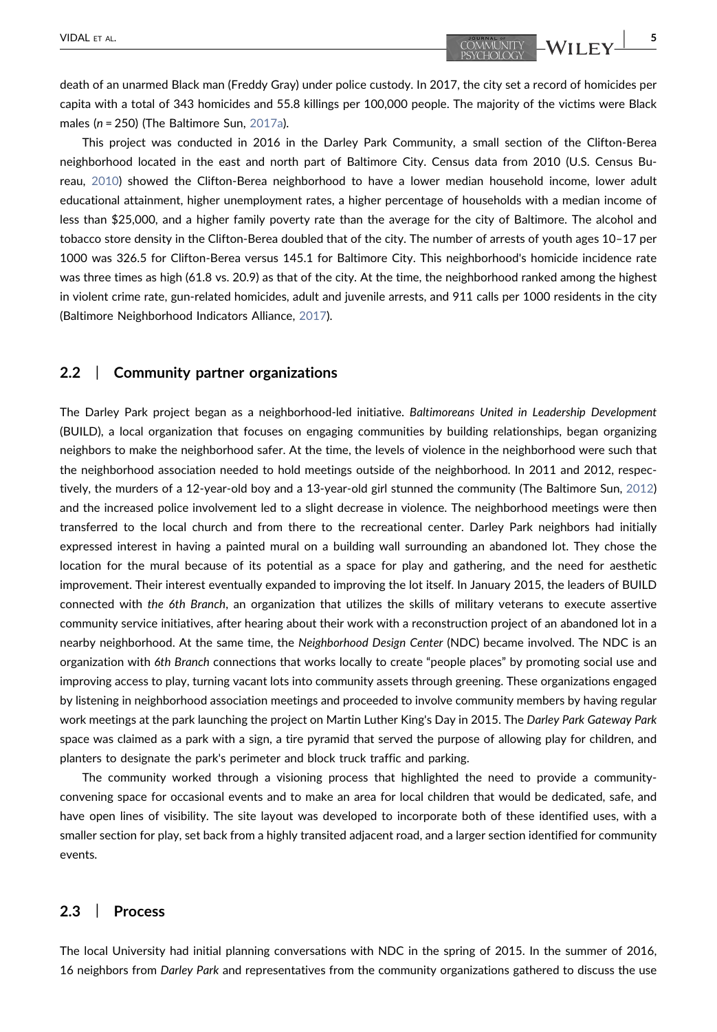death of an unarmed Black man (Freddy Gray) under police custody. In 2017, the city set a record of homicides per capita with a total of 343 homicides and 55.8 killings per 100,000 people. The majority of the victims were Black males ($n$ = 250) (The Baltimore Sun, 2017a).

This project was conducted in 2016 in the Darley Park Community, a small section of the Clifton-Berea neighborhood located in the east and north part of Baltimore City. Census data from 2010 (U.S. Census Bureau, 2010) showed the Clifton-Berea neighborhood to have a lower median household income, lower adult educational attainment, higher unemployment rates, a higher percentage of households with a median income of less than $25,000, and a higher family poverty rate than the average for the city of Baltimore. The alcohol and tobacco store density in the Clifton-Berea doubled that of the city. The number of arrests of youth ages 10–17 per 1000 was 326.5 for Clifton-Berea versus 145.1 for Baltimore City. This neighborhood's homicide incidence rate was three times as high (61.8 vs. 20.9) as that of the city. At the time, the neighborhood ranked among the highest in violent crime rate, gun-related homicides, adult and juvenile arrests, and 911 calls per 1000 residents in the city (Baltimore Neighborhood Indicators Alliance, 2017).

## 2.2 | Community partner organizations

The Darley Park project began as a neighborhood-led initiative. *Baltimoreans United in Leadership Development* (BUILD), a local organization that focuses on engaging communities by building relationships, began organizing neighbors to make the neighborhood safer. At the time, the levels of violence in the neighborhood were such that the neighborhood association needed to hold meetings outside of the neighborhood. In 2011 and 2012, respectively, the murders of a 12-year-old boy and a 13-year-old girl stunned the community (The Baltimore Sun, 2012) and the increased police involvement led to a slight decrease in violence. The neighborhood meetings were then transferred to the local church and from there to the recreational center. Darley Park neighbors had initially expressed interest in having a painted mural on a building wall surrounding an abandoned lot. They chose the location for the mural because of its potential as a space for play and gathering, and the need for aesthetic improvement. Their interest eventually expanded to improving the lot itself. In January 2015, the leaders of BUILD connected with *the 6th Branch*, an organization that utilizes the skills of military veterans to execute assertive community service initiatives, after hearing about their work with a reconstruction project of an abandoned lot in a nearby neighborhood. At the same time, the *Neighborhood Design Center* (NDC) became involved. The NDC is an organization with *6th Branch* connections that works locally to create "people places" by promoting social use and improving access to play, turning vacant lots into community assets through greening. These organizations engaged by listening in neighborhood association meetings and proceeded to involve community members by having regular work meetings at the park launching the project on Martin Luther King's Day in 2015. The *Darley Park Gateway Park* space was claimed as a park with a sign, a tire pyramid that served the purpose of allowing play for children, and planters to designate the park's perimeter and block truck traffic and parking.

The community worked through a visioning process that highlighted the need to provide a community-convening space for occasional events and to make an area for local children that would be dedicated, safe, and have open lines of visibility. The site layout was developed to incorporate both of these identified uses, with a smaller section for play, set back from a highly transited adjacent road, and a larger section identified for community events.

## 2.3 | Process

The local University had initial planning conversations with NDC in the spring of 2015. In the summer of 2016, 16 neighbors from *Darley Park* and representatives from the community organizations gathered to discuss the use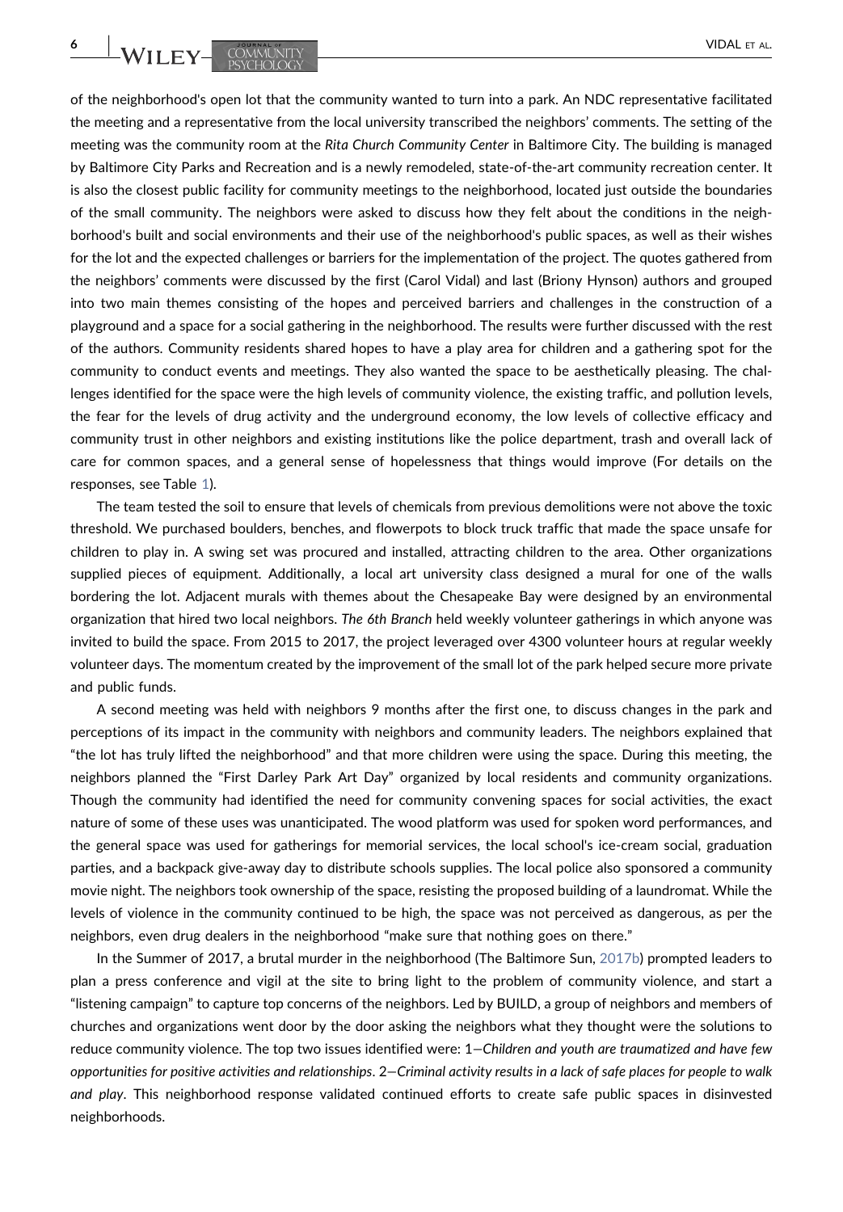of the neighborhood's open lot that the community wanted to turn into a park. An NDC representative facilitated the meeting and a representative from the local university transcribed the neighbors' comments. The setting of the meeting was the community room at the *Rita Church Community Center* in Baltimore City. The building is managed by Baltimore City Parks and Recreation and is a newly remodeled, state-of-the-art community recreation center. It is also the closest public facility for community meetings to the neighborhood, located just outside the boundaries of the small community. The neighbors were asked to discuss how they felt about the conditions in the neighborhood's built and social environments and their use of the neighborhood's public spaces, as well as their wishes for the lot and the expected challenges or barriers for the implementation of the project. The quotes gathered from the neighbors' comments were discussed by the first (Carol Vidal) and last (Briony Hynson) authors and grouped into two main themes consisting of the hopes and perceived barriers and challenges in the construction of a playground and a space for a social gathering in the neighborhood. The results were further discussed with the rest of the authors. Community residents shared hopes to have a play area for children and a gathering spot for the community to conduct events and meetings. They also wanted the space to be aesthetically pleasing. The challenges identified for the space were the high levels of community violence, the existing traffic, and pollution levels, the fear for the levels of drug activity and the underground economy, the low levels of collective efficacy and community trust in other neighbors and existing institutions like the police department, trash and overall lack of care for common spaces, and a general sense of hopelessness that things would improve (For details on the responses, see Table 1).

The team tested the soil to ensure that levels of chemicals from previous demolitions were not above the toxic threshold. We purchased boulders, benches, and flowerpots to block truck traffic that made the space unsafe for children to play in. A swing set was procured and installed, attracting children to the area. Other organizations supplied pieces of equipment. Additionally, a local art university class designed a mural for one of the walls bordering the lot. Adjacent murals with themes about the Chesapeake Bay were designed by an environmental organization that hired two local neighbors. *The 6th Branch* held weekly volunteer gatherings in which anyone was invited to build the space. From 2015 to 2017, the project leveraged over 4300 volunteer hours at regular weekly volunteer days. The momentum created by the improvement of the small lot of the park helped secure more private and public funds.

A second meeting was held with neighbors 9 months after the first one, to discuss changes in the park and perceptions of its impact in the community with neighbors and community leaders. The neighbors explained that "the lot has truly lifted the neighborhood" and that more children were using the space. During this meeting, the neighbors planned the "First Darley Park Art Day" organized by local residents and community organizations. Though the community had identified the need for community convening spaces for social activities, the exact nature of some of these uses was unanticipated. The wood platform was used for spoken word performances, and the general space was used for gatherings for memorial services, the local school's ice-cream social, graduation parties, and a backpack give-away day to distribute schools supplies. The local police also sponsored a community movie night. The neighbors took ownership of the space, resisting the proposed building of a laundromat. While the levels of violence in the community continued to be high, the space was not perceived as dangerous, as per the neighbors, even drug dealers in the neighborhood "make sure that nothing goes on there."

In the Summer of 2017, a brutal murder in the neighborhood (The Baltimore Sun, 2017b) prompted leaders to plan a press conference and vigil at the site to bring light to the problem of community violence, and start a "listening campaign" to capture top concerns of the neighbors. Led by BUILD, a group of neighbors and members of churches and organizations went door by the door asking the neighbors what they thought were the solutions to reduce community violence. The top two issues identified were: 1—*Children and youth are traumatized and have few opportunities for positive activities and relationships*. 2—*Criminal activity results in a lack of safe places for people to walk and play*. This neighborhood response validated continued efforts to create safe public spaces in disinvested neighborhoods.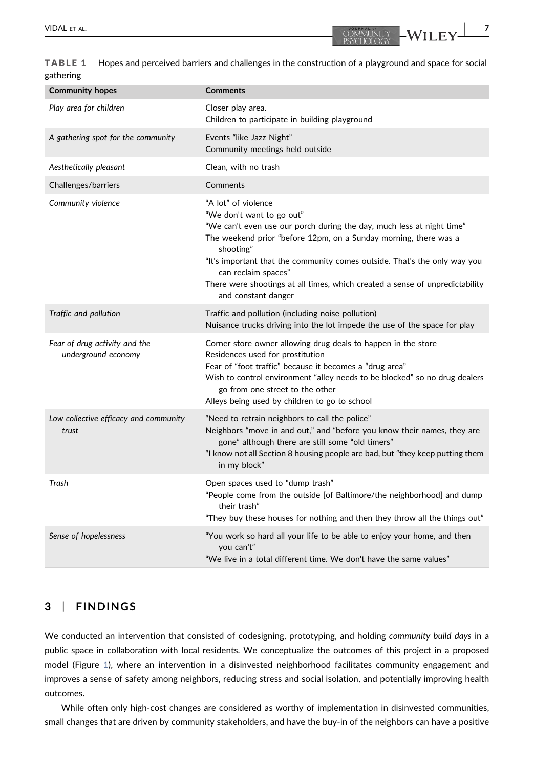**TABLE 1** Hopes and perceived barriers and challenges in the construction of a playground and space for social gathering

| Community hopes | Comments |
|---|---|
| *Play area for children* | Closer play area.<br>Children to participate in building playground |
| *A gathering spot for the community* | Events "like Jazz Night"<br>Community meetings held outside |
| *Aesthetically pleasant* | Clean, with no trash |
| Challenges/barriers | Comments |
| *Community violence* | "A lot" of violence<br>"We don't want to go out"<br>"We can't even use our porch during the day, much less at night time"<br>The weekend prior "before 12pm, on a Sunday morning, there was a shooting"<br>"It's important that the community comes outside. That's the only way you can reclaim spaces"<br>There were shootings at all times, which created a sense of unpredictability and constant danger |
| *Traffic and pollution* | Traffic and pollution (including noise pollution)<br>Nuisance trucks driving into the lot impede the use of the space for play |
| *Fear of drug activity and the underground economy* | Corner store owner allowing drug deals to happen in the store<br>Residences used for prostitution<br>Fear of "foot traffic" because it becomes a "drug area"<br>Wish to control environment "alley needs to be blocked" so no drug dealers go from one street to the other<br>Alleys being used by children to go to school |
| *Low collective efficacy and community trust* | "Need to retrain neighbors to call the police"<br>Neighbors "move in and out," and "before you know their names, they are gone" although there are still some "old timers"<br>"I know not all Section 8 housing people are bad, but "they keep putting them in my block" |
| *Trash* | Open spaces used to "dump trash"<br>"People come from the outside [of Baltimore/the neighborhood] and dump their trash"<br>"They buy these houses for nothing and then they throw all the things out" |
| *Sense of hopelessness* | "You work so hard all your life to be able to enjoy your home, and then you can't"<br>"We live in a total different time. We don't have the same values" |

## 3 | FINDINGS

We conducted an intervention that consisted of codesigning, prototyping, and holding *community build days* in a public space in collaboration with local residents. We conceptualize the outcomes of this project in a proposed model (Figure 1), where an intervention in a disinvested neighborhood facilitates community engagement and improves a sense of safety among neighbors, reducing stress and social isolation, and potentially improving health outcomes.

While often only high-cost changes are considered as worthy of implementation in disinvested communities, small changes that are driven by community stakeholders, and have the buy-in of the neighbors can have a positive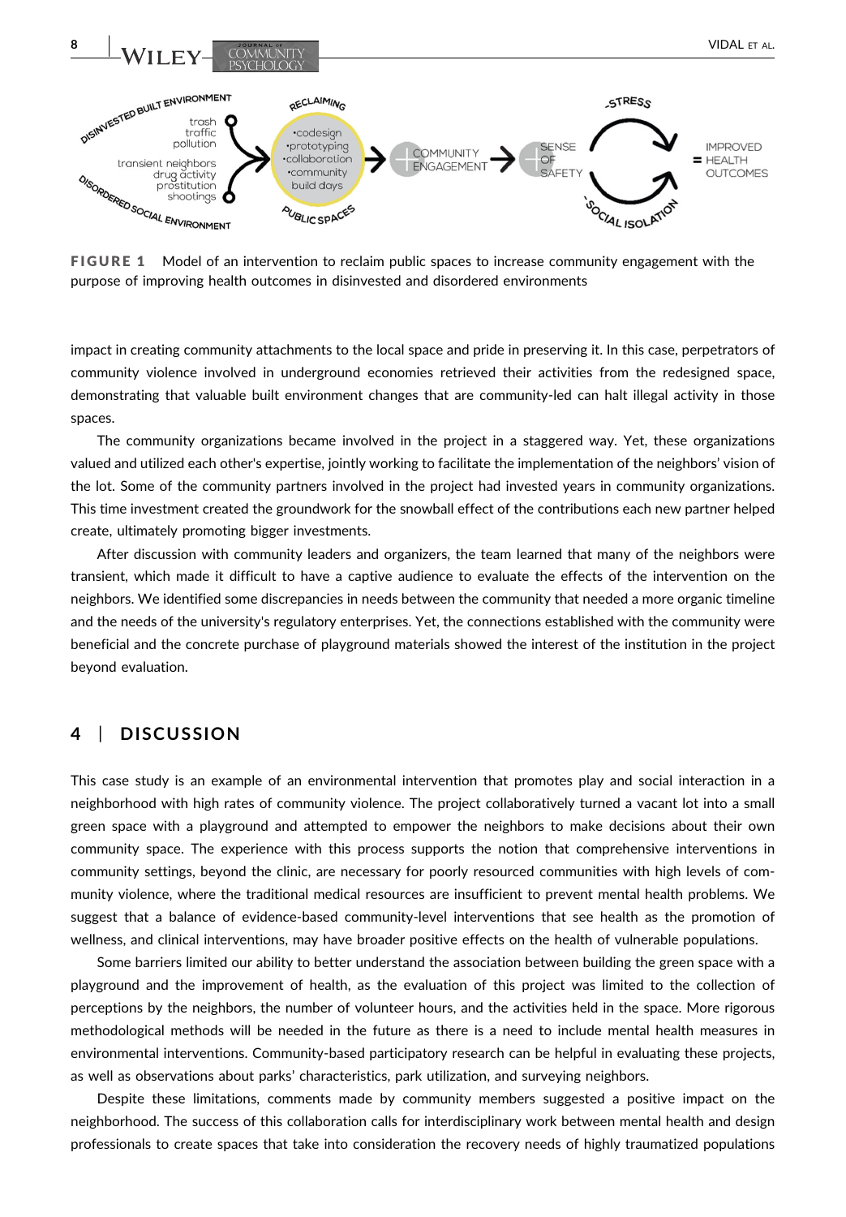FIGURE 1 Model of an intervention to reclaim public spaces to increase community engagement with the purpose of improving health outcomes in disinvested and disordered environments

impact in creating community attachments to the local space and pride in preserving it. In this case, perpetrators of community violence involved in underground economies retrieved their activities from the redesigned space, demonstrating that valuable built environment changes that are community-led can halt illegal activity in those spaces.

The community organizations became involved in the project in a staggered way. Yet, these organizations valued and utilized each other's expertise, jointly working to facilitate the implementation of the neighbors' vision of the lot. Some of the community partners involved in the project had invested years in community organizations. This time investment created the groundwork for the snowball effect of the contributions each new partner helped create, ultimately promoting bigger investments.

After discussion with community leaders and organizers, the team learned that many of the neighbors were transient, which made it difficult to have a captive audience to evaluate the effects of the intervention on the neighbors. We identified some discrepancies in needs between the community that needed a more organic timeline and the needs of the university's regulatory enterprises. Yet, the connections established with the community were beneficial and the concrete purchase of playground materials showed the interest of the institution in the project beyond evaluation.

## 4 | DISCUSSION

This case study is an example of an environmental intervention that promotes play and social interaction in a neighborhood with high rates of community violence. The project collaboratively turned a vacant lot into a small green space with a playground and attempted to empower the neighbors to make decisions about their own community space. The experience with this process supports the notion that comprehensive interventions in community settings, beyond the clinic, are necessary for poorly resourced communities with high levels of community violence, where the traditional medical resources are insufficient to prevent mental health problems. We suggest that a balance of evidence-based community-level interventions that see health as the promotion of wellness, and clinical interventions, may have broader positive effects on the health of vulnerable populations.

Some barriers limited our ability to better understand the association between building the green space with a playground and the improvement of health, as the evaluation of this project was limited to the collection of perceptions by the neighbors, the number of volunteer hours, and the activities held in the space. More rigorous methodological methods will be needed in the future as there is a need to include mental health measures in environmental interventions. Community-based participatory research can be helpful in evaluating these projects, as well as observations about parks' characteristics, park utilization, and surveying neighbors.

Despite these limitations, comments made by community members suggested a positive impact on the neighborhood. The success of this collaboration calls for interdisciplinary work between mental health and design professionals to create spaces that take into consideration the recovery needs of highly traumatized populations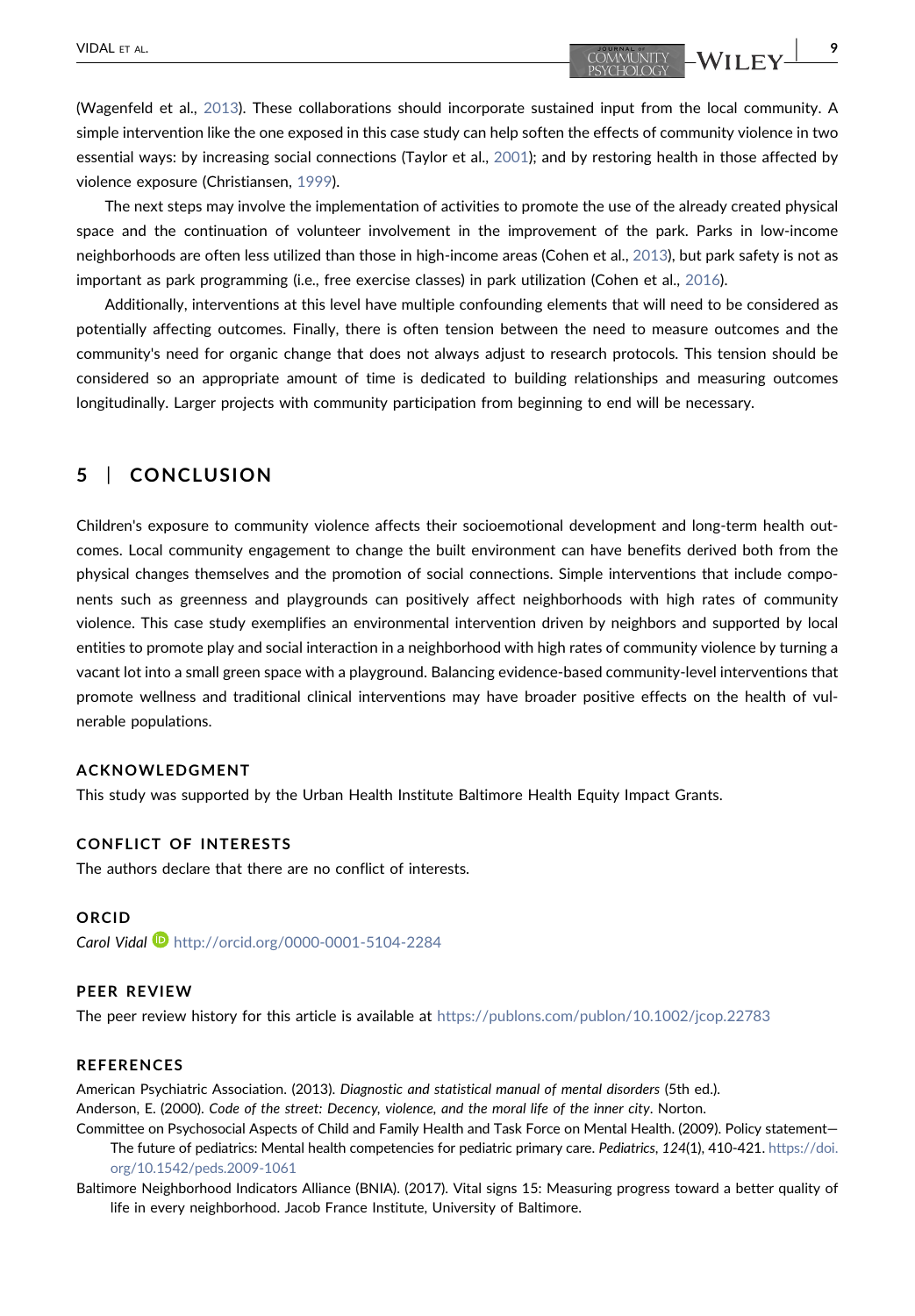(Wagenfeld et al., 2013). These collaborations should incorporate sustained input from the local community. A simple intervention like the one exposed in this case study can help soften the effects of community violence in two essential ways: by increasing social connections (Taylor et al., 2001); and by restoring health in those affected by violence exposure (Christiansen, 1999).

The next steps may involve the implementation of activities to promote the use of the already created physical space and the continuation of volunteer involvement in the improvement of the park. Parks in low-income neighborhoods are often less utilized than those in high-income areas (Cohen et al., 2013), but park safety is not as important as park programming (i.e., free exercise classes) in park utilization (Cohen et al., 2016).

Additionally, interventions at this level have multiple confounding elements that will need to be considered as potentially affecting outcomes. Finally, there is often tension between the need to measure outcomes and the community's need for organic change that does not always adjust to research protocols. This tension should be considered so an appropriate amount of time is dedicated to building relationships and measuring outcomes longitudinally. Larger projects with community participation from beginning to end will be necessary.

## 5 | CONCLUSION

Children's exposure to community violence affects their socioemotional development and long-term health outcomes. Local community engagement to change the built environment can have benefits derived both from the physical changes themselves and the promotion of social connections. Simple interventions that include components such as greenness and playgrounds can positively affect neighborhoods with high rates of community violence. This case study exemplifies an environmental intervention driven by neighbors and supported by local entities to promote play and social interaction in a neighborhood with high rates of community violence by turning a vacant lot into a small green space with a playground. Balancing evidence-based community-level interventions that promote wellness and traditional clinical interventions may have broader positive effects on the health of vulnerable populations.

### ACKNOWLEDGMENT

This study was supported by the Urban Health Institute Baltimore Health Equity Impact Grants.

### CONFLICT OF INTERESTS

The authors declare that there are no conflict of interests.

### ORCID

*Carol Vidal* http://orcid.org/0000-0001-5104-2284

### PEER REVIEW

The peer review history for this article is available at https://publons.com/publon/10.1002/jcop.22783

### REFERENCES

American Psychiatric Association. (2013). *Diagnostic and statistical manual of mental disorders* (5th ed.).

Anderson, E. (2000). *Code of the street: Decency, violence, and the moral life of the inner city*. Norton.

Committee on Psychosocial Aspects of Child and Family Health and Task Force on Mental Health. (2009). Policy statement—The future of pediatrics: Mental health competencies for pediatric primary care. *Pediatrics*, *124*(1), 410-421. https://doi.org/10.1542/peds.2009-1061

Baltimore Neighborhood Indicators Alliance (BNIA). (2017). Vital signs 15: Measuring progress toward a better quality of life in every neighborhood. Jacob France Institute, University of Baltimore.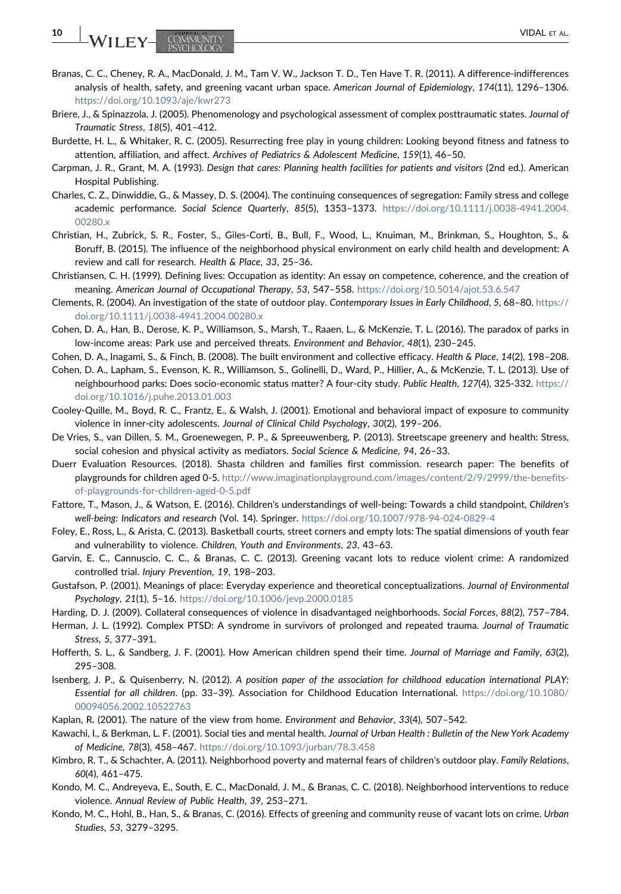Branas, C. C., Cheney, R. A., MacDonald, J. M., Tam V. W., Jackson T. D., Ten Have T. R. (2011). A difference-indifferences analysis of health, safety, and greening vacant urban space. *American Journal of Epidemiology*, *174*(11), 1296–1306. https://doi.org/10.1093/aje/kwr273

Briere, J., & Spinazzola, J. (2005). Phenomenology and psychological assessment of complex posttraumatic states. *Journal of Traumatic Stress*, *18*(5), 401–412.

Burdette, H. L., & Whitaker, R. C. (2005). Resurrecting free play in young children: Looking beyond fitness and fatness to attention, affiliation, and affect. *Archives of Pediatrics & Adolescent Medicine*, *159*(1), 46–50.

Carpman, J. R., Grant, M. A. (1993). *Design that cares: Planning health facilities for patients and visitors* (2nd ed.). American Hospital Publishing.

Charles, C. Z., Dinwiddie, G., & Massey, D. S. (2004). The continuing consequences of segregation: Family stress and college academic performance. *Social Science Quarterly*, *85*(5), 1353–1373. https://doi.org/10.1111/j.0038-4941.2004.00280.x

Christian, H., Zubrick, S. R., Foster, S., Giles-Corti, B., Bull, F., Wood, L., Knuiman, M., Brinkman, S., Houghton, S., & Boruff, B. (2015). The influence of the neighborhood physical environment on early child health and development: A review and call for research. *Health & Place*, *33*, 25–36.

Christiansen, C. H. (1999). Defining lives: Occupation as identity: An essay on competence, coherence, and the creation of meaning. *American Journal of Occupational Therapy*, *53*, 547–558. https://doi.org/10.5014/ajot.53.6.547

Clements, R. (2004). An investigation of the state of outdoor play. *Contemporary Issues in Early Childhood*, *5*, 68–80. https://doi.org/10.1111/j.0038-4941.2004.00280.x

Cohen, D. A., Han, B., Derose, K. P., Williamson, S., Marsh, T., Raaen, L., & McKenzie, T. L. (2016). The paradox of parks in low-income areas: Park use and perceived threats. *Environment and Behavior*, *48*(1), 230–245.

Cohen, D. A., Inagami, S., & Finch, B. (2008). The built environment and collective efficacy. *Health & Place*, *14*(2), 198–208.

Cohen, D. A., Lapham, S., Evenson, K. R., Williamson, S., Golinelli, D., Ward, P., Hillier, A., & McKenzie, T. L. (2013). Use of neighbourhood parks: Does socio-economic status matter? A four-city study. *Public Health*, *127*(4), 325-332. https://doi.org/10.1016/j.puhe.2013.01.003

Cooley-Quille, M., Boyd, R. C., Frantz, E., & Walsh, J. (2001). Emotional and behavioral impact of exposure to community violence in inner-city adolescents. *Journal of Clinical Child Psychology*, *30*(2), 199–206.

De Vries, S., van Dillen, S. M., Groenewegen, P. P., & Spreeuwenberg, P. (2013). Streetscape greenery and health: Stress, social cohesion and physical activity as mediators. *Social Science & Medicine*, *94*, 26–33.

Duerr Evaluation Resources. (2018). Shasta children and families first commission. research paper: The benefits of playgrounds for children aged 0-5. http://www.imaginationplayground.com/images/content/2/9/2999/the-benefits-of-playgrounds-for-children-aged-0-5.pdf

Fattore, T., Mason, J., & Watson, E. (2016). Children's understandings of well-being: Towards a child standpoint, *Children's well-being: Indicators and research* (Vol. 14). Springer. https://doi.org/10.1007/978-94-024-0829-4

Foley, E., Ross, L., & Arista, C. (2013). Basketball courts, street corners and empty lots: The spatial dimensions of youth fear and vulnerability to violence. *Children, Youth and Environments*, *23*, 43–63.

Garvin, E. C., Cannuscio, C. C., & Branas, C. C. (2013). Greening vacant lots to reduce violent crime: A randomized controlled trial. *Injury Prevention*, *19*, 198–203.

Gustafson, P. (2001). Meanings of place: Everyday experience and theoretical conceptualizations. *Journal of Environmental Psychology*, *21*(1), 5–16. https://doi.org/10.1006/jevp.2000.0185

Harding, D. J. (2009). Collateral consequences of violence in disadvantaged neighborhoods. *Social Forces*, *88*(2), 757–784.

Herman, J. L. (1992). Complex PTSD: A syndrome in survivors of prolonged and repeated trauma. *Journal of Traumatic Stress*, *5*, 377–391.

Hofferth, S. L., & Sandberg, J. F. (2001). How American children spend their time. *Journal of Marriage and Family*, *63*(2), 295–308.

Isenberg, J. P., & Quisenberry, N. (2012). *A position paper of the association for childhood education international PLAY: Essential for all children*. (pp. 33–39). Association for Childhood Education International. https://doi.org/10.1080/00094056.2002.10522763

Kaplan, R. (2001). The nature of the view from home. *Environment and Behavior*, *33*(4), 507–542.

Kawachi, I., & Berkman, L. F. (2001). Social ties and mental health. *Journal of Urban Health : Bulletin of the New York Academy of Medicine*, *78*(3), 458–467. https://doi.org/10.1093/jurban/78.3.458

Kimbro, R. T., & Schachter, A. (2011). Neighborhood poverty and maternal fears of children's outdoor play. *Family Relations*, *60*(4), 461–475.

Kondo, M. C., Andreyeva, E., South, E. C., MacDonald, J. M., & Branas, C. C. (2018). Neighborhood interventions to reduce violence. *Annual Review of Public Health*, *39*, 253–271.

Kondo, M. C., Hohl, B., Han, S., & Branas, C. (2016). Effects of greening and community reuse of vacant lots on crime. *Urban Studies*, *53*, 3279–3295.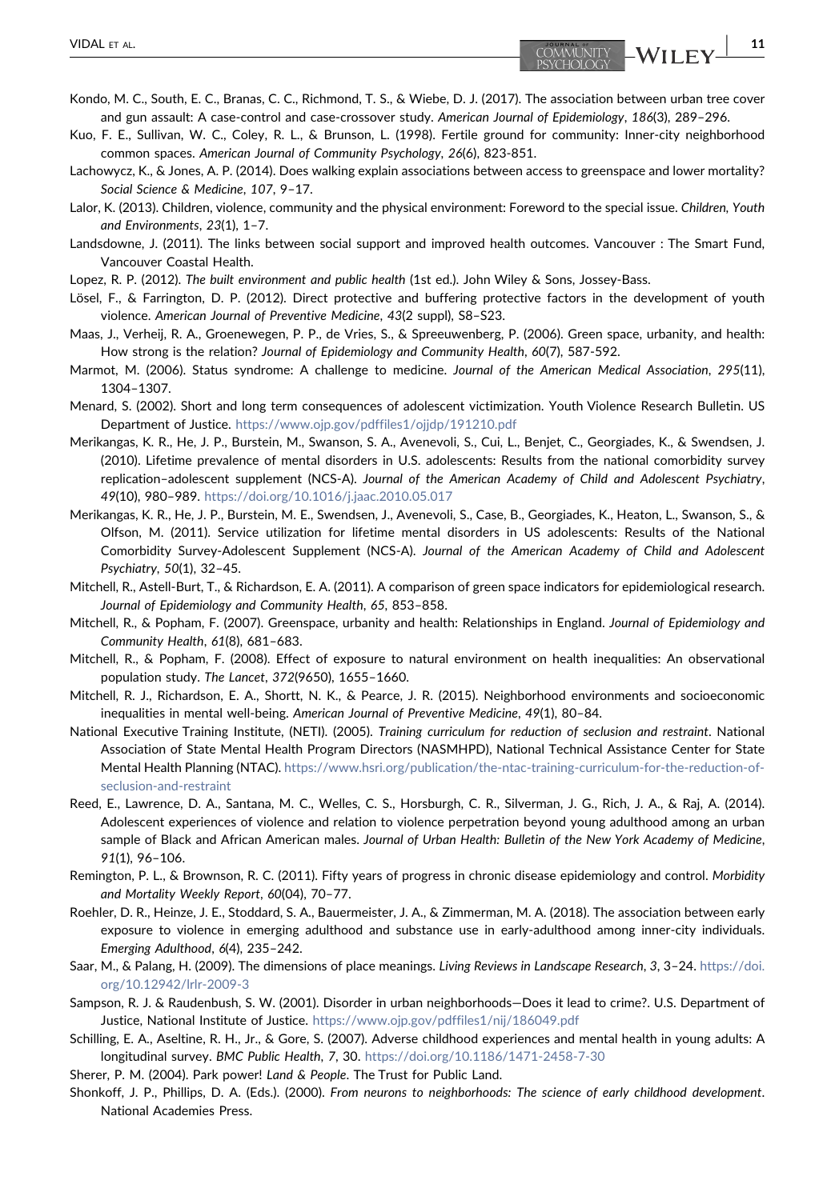Kondo, M. C., South, E. C., Branas, C. C., Richmond, T. S., & Wiebe, D. J. (2017). The association between urban tree cover and gun assault: A case-control and case-crossover study. *American Journal of Epidemiology*, *186*(3), 289–296.

Kuo, F. E., Sullivan, W. C., Coley, R. L., & Brunson, L. (1998). Fertile ground for community: Inner-city neighborhood common spaces. *American Journal of Community Psychology*, *26*(6), 823-851.

Lachowycz, K., & Jones, A. P. (2014). Does walking explain associations between access to greenspace and lower mortality? *Social Science & Medicine*, *107*, 9–17.

Lalor, K. (2013). Children, violence, community and the physical environment: Foreword to the special issue. *Children, Youth and Environments*, *23*(1), 1–7.

Landsdowne, J. (2011). The links between social support and improved health outcomes. Vancouver : The Smart Fund, Vancouver Coastal Health.

Lopez, R. P. (2012). *The built environment and public health* (1st ed.). John Wiley & Sons, Jossey-Bass.

Lösel, F., & Farrington, D. P. (2012). Direct protective and buffering protective factors in the development of youth violence. *American Journal of Preventive Medicine*, *43*(2 suppl), S8–S23.

Maas, J., Verheij, R. A., Groenewegen, P. P., de Vries, S., & Spreeuwenberg, P. (2006). Green space, urbanity, and health: How strong is the relation? *Journal of Epidemiology and Community Health*, *60*(7), 587-592.

Marmot, M. (2006). Status syndrome: A challenge to medicine. *Journal of the American Medical Association*, *295*(11), 1304–1307.

Menard, S. (2002). Short and long term consequences of adolescent victimization. Youth Violence Research Bulletin. US Department of Justice. https://www.ojp.gov/pdffiles1/ojjdp/191210.pdf

Merikangas, K. R., He, J. P., Burstein, M., Swanson, S. A., Avenevoli, S., Cui, L., Benjet, C., Georgiades, K., & Swendsen, J. (2010). Lifetime prevalence of mental disorders in U.S. adolescents: Results from the national comorbidity survey replication–adolescent supplement (NCS-A). *Journal of the American Academy of Child and Adolescent Psychiatry*, *49*(10), 980–989. https://doi.org/10.1016/j.jaac.2010.05.017

Merikangas, K. R., He, J. P., Burstein, M. E., Swendsen, J., Avenevoli, S., Case, B., Georgiades, K., Heaton, L., Swanson, S., & Olfson, M. (2011). Service utilization for lifetime mental disorders in US adolescents: Results of the National Comorbidity Survey-Adolescent Supplement (NCS-A). *Journal of the American Academy of Child and Adolescent Psychiatry*, *50*(1), 32–45.

Mitchell, R., Astell-Burt, T., & Richardson, E. A. (2011). A comparison of green space indicators for epidemiological research. *Journal of Epidemiology and Community Health*, *65*, 853–858.

Mitchell, R., & Popham, F. (2007). Greenspace, urbanity and health: Relationships in England. *Journal of Epidemiology and Community Health*, *61*(8), 681–683.

Mitchell, R., & Popham, F. (2008). Effect of exposure to natural environment on health inequalities: An observational population study. *The Lancet*, *372*(9650), 1655–1660.

Mitchell, R. J., Richardson, E. A., Shortt, N. K., & Pearce, J. R. (2015). Neighborhood environments and socioeconomic inequalities in mental well-being. *American Journal of Preventive Medicine*, *49*(1), 80–84.

National Executive Training Institute, (NETI). (2005). *Training curriculum for reduction of seclusion and restraint*. National Association of State Mental Health Program Directors (NASMHPD), National Technical Assistance Center for State Mental Health Planning (NTAC). https://www.hsri.org/publication/the-ntac-training-curriculum-for-the-reduction-of-seclusion-and-restraint

Reed, E., Lawrence, D. A., Santana, M. C., Welles, C. S., Horsburgh, C. R., Silverman, J. G., Rich, J. A., & Raj, A. (2014). Adolescent experiences of violence and relation to violence perpetration beyond young adulthood among an urban sample of Black and African American males. *Journal of Urban Health: Bulletin of the New York Academy of Medicine*, *91*(1), 96–106.

Remington, P. L., & Brownson, R. C. (2011). Fifty years of progress in chronic disease epidemiology and control. *Morbidity and Mortality Weekly Report*, *60*(04), 70–77.

Roehler, D. R., Heinze, J. E., Stoddard, S. A., Bauermeister, J. A., & Zimmerman, M. A. (2018). The association between early exposure to violence in emerging adulthood and substance use in early-adulthood among inner-city individuals. *Emerging Adulthood*, *6*(4), 235–242.

Saar, M., & Palang, H. (2009). The dimensions of place meanings. *Living Reviews in Landscape Research*, *3*, 3–24. https://doi.org/10.12942/lrlr-2009-3

Sampson, R. J. & Raudenbush, S. W. (2001). Disorder in urban neighborhoods—Does it lead to crime?. U.S. Department of Justice, National Institute of Justice. https://www.ojp.gov/pdffiles1/nij/186049.pdf

Schilling, E. A., Aseltine, R. H., Jr., & Gore, S. (2007). Adverse childhood experiences and mental health in young adults: A longitudinal survey. *BMC Public Health*, *7*, 30. https://doi.org/10.1186/1471-2458-7-30

Sherer, P. M. (2004). Park power! *Land & People*. The Trust for Public Land.

Shonkoff, J. P., Phillips, D. A. (Eds.). (2000). *From neurons to neighborhoods: The science of early childhood development*. National Academies Press.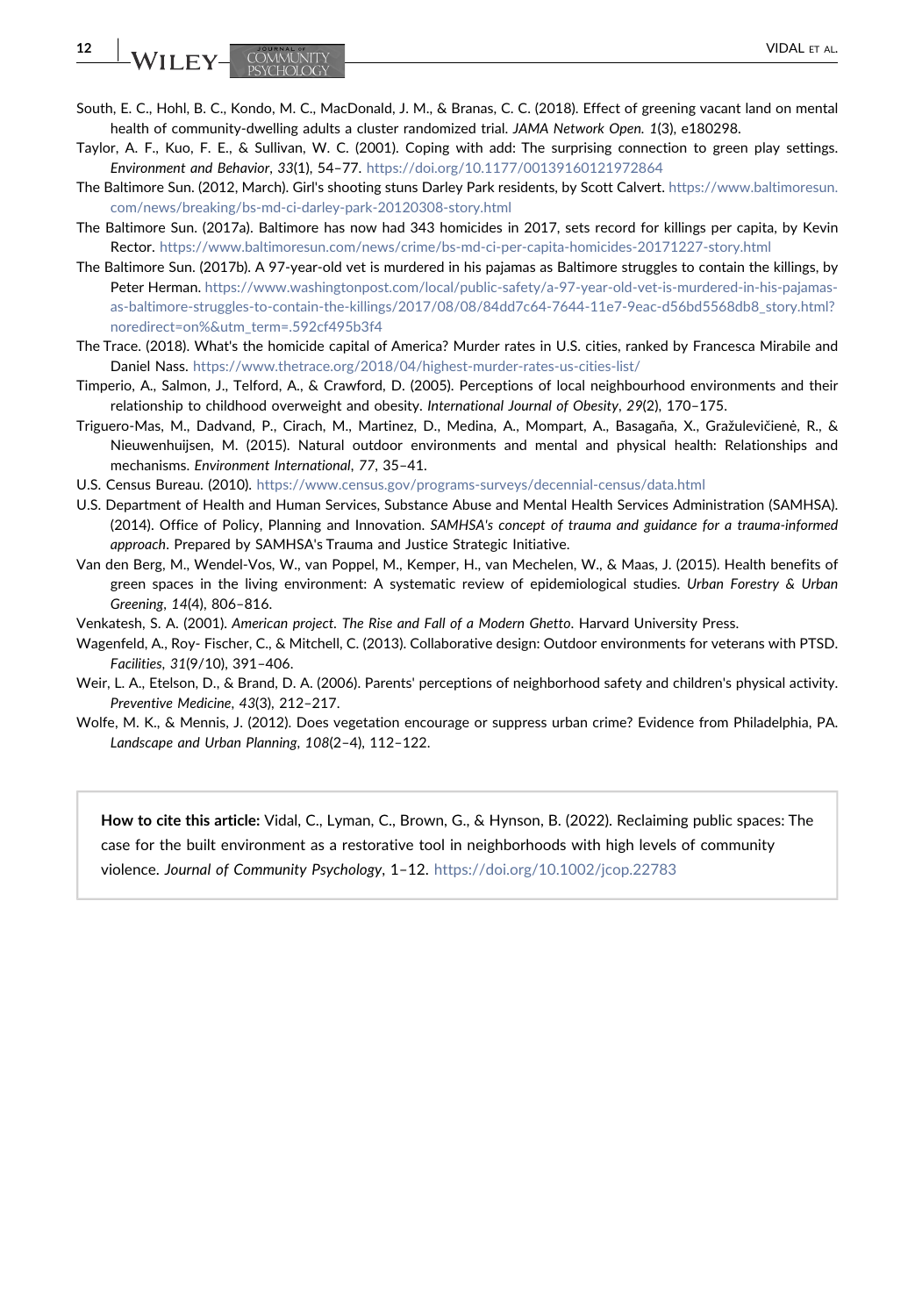South, E. C., Hohl, B. C., Kondo, M. C., MacDonald, J. M., & Branas, C. C. (2018). Effect of greening vacant land on mental health of community-dwelling adults a cluster randomized trial. *JAMA Network Open*. *1*(3), e180298.

Taylor, A. F., Kuo, F. E., & Sullivan, W. C. (2001). Coping with add: The surprising connection to green play settings. *Environment and Behavior*, *33*(1), 54–77. https://doi.org/10.1177/00139160121972864

The Baltimore Sun. (2012, March). Girl's shooting stuns Darley Park residents, by Scott Calvert. https://www.baltimoresun.com/news/breaking/bs-md-ci-darley-park-20120308-story.html

The Baltimore Sun. (2017a). Baltimore has now had 343 homicides in 2017, sets record for killings per capita, by Kevin Rector. https://www.baltimoresun.com/news/crime/bs-md-ci-per-capita-homicides-20171227-story.html

The Baltimore Sun. (2017b). A 97-year-old vet is murdered in his pajamas as Baltimore struggles to contain the killings, by Peter Herman. https://www.washingtonpost.com/local/public-safety/a-97-year-old-vet-is-murdered-in-his-pajamas-as-baltimore-struggles-to-contain-the-killings/2017/08/08/84dd7c64-7644-11e7-9eac-d56bd5568db8_story.html?noredirect=on%&utm_term=.592cf495b3f4

The Trace. (2018). What's the homicide capital of America? Murder rates in U.S. cities, ranked by Francesca Mirabile and Daniel Nass. https://www.thetrace.org/2018/04/highest-murder-rates-us-cities-list/

Timperio, A., Salmon, J., Telford, A., & Crawford, D. (2005). Perceptions of local neighbourhood environments and their relationship to childhood overweight and obesity. *International Journal of Obesity*, *29*(2), 170–175.

Triguero-Mas, M., Dadvand, P., Cirach, M., Martinez, D., Medina, A., Mompart, A., Basagaña, X., Gražulevičienė, R., & Nieuwenhuijsen, M. (2015). Natural outdoor environments and mental and physical health: Relationships and mechanisms. *Environment International*, *77*, 35–41.

U.S. Census Bureau. (2010). https://www.census.gov/programs-surveys/decennial-census/data.html

U.S. Department of Health and Human Services, Substance Abuse and Mental Health Services Administration (SAMHSA). (2014). Office of Policy, Planning and Innovation. *SAMHSA's concept of trauma and guidance for a trauma-informed approach*. Prepared by SAMHSA's Trauma and Justice Strategic Initiative.

Van den Berg, M., Wendel-Vos, W., van Poppel, M., Kemper, H., van Mechelen, W., & Maas, J. (2015). Health benefits of green spaces in the living environment: A systematic review of epidemiological studies. *Urban Forestry & Urban Greening*, *14*(4), 806–816.

Venkatesh, S. A. (2001). *American project. The Rise and Fall of a Modern Ghetto*. Harvard University Press.

Wagenfeld, A., Roy- Fischer, C., & Mitchell, C. (2013). Collaborative design: Outdoor environments for veterans with PTSD. *Facilities*, *31*(9/10), 391–406.

Weir, L. A., Etelson, D., & Brand, D. A. (2006). Parents' perceptions of neighborhood safety and children's physical activity. *Preventive Medicine*, *43*(3), 212–217.

Wolfe, M. K., & Mennis, J. (2012). Does vegetation encourage or suppress urban crime? Evidence from Philadelphia, PA. *Landscape and Urban Planning*, *108*(2–4), 112–122.

**How to cite this article:** Vidal, C., Lyman, C., Brown, G., & Hynson, B. (2022). Reclaiming public spaces: The case for the built environment as a restorative tool in neighborhoods with high levels of community violence. *Journal of Community Psychology*, 1–12. https://doi.org/10.1002/jcop.22783